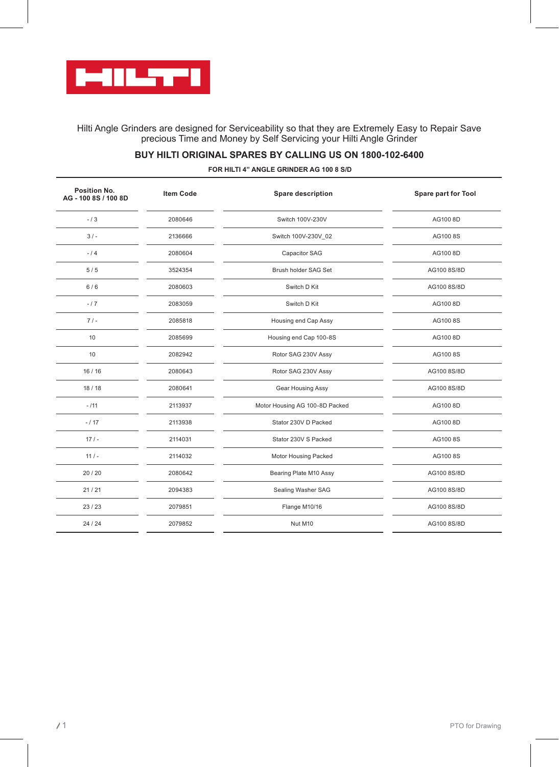HILTI

Hilti Angle Grinders are designed for Serviceability so that they are Extremely Easy to Repair Save precious Time and Money by Self Servicing your Hilti Angle Grinder

## BUY HILTI ORIGINAL SPARES BY CALLING US ON 1800-102-6400

**FOR HILTI 4" ANGLE GRINDER AG 100 8 S/D**

| Position No. AG - 100 8S / 100 8D | Item Code | Spare description | Spare part for Tool |
|---|---|---|---|
| - / 3 | 2080646 | Switch 100V-230V | AG100 8D |
| 3 / - | 2136666 | Switch 100V-230V_02 | AG100 8S |
| - / 4 | 2080604 | Capacitor SAG | AG100 8D |
| 5 / 5 | 3524354 | Brush holder SAG Set | AG100 8S/8D |
| 6 / 6 | 2080603 | Switch D Kit | AG100 8S/8D |
| - / 7 | 2083059 | Switch D Kit | AG100 8D |
| 7 / - | 2085818 | Housing end Cap Assy | AG100 8S |
| 10 | 2085699 | Housing end Cap 100-8S | AG100 8D |
| 10 | 2082942 | Rotor SAG 230V Assy | AG100 8S |
| 16 / 16 | 2080643 | Rotor SAG 230V Assy | AG100 8S/8D |
| 18 / 18 | 2080641 | Gear Housing Assy | AG100 8S/8D |
| - /11 | 2113937 | Motor Housing AG 100-8D Packed | AG100 8D |
| - / 17 | 2113938 | Stator 230V D Packed | AG100 8D |
| 17 / - | 2114031 | Stator 230V S Packed | AG100 8S |
| 11 / - | 2114032 | Motor Housing Packed | AG100 8S |
| 20 / 20 | 2080642 | Bearing Plate M10 Assy | AG100 8S/8D |
| 21 / 21 | 2094383 | Sealing Washer SAG | AG100 8S/8D |
| 23 / 23 | 2079851 | Flange M10/16 | AG100 8S/8D |
| 24 / 24 | 2079852 | Nut M10 | AG100 8S/8D |

PTO for Drawing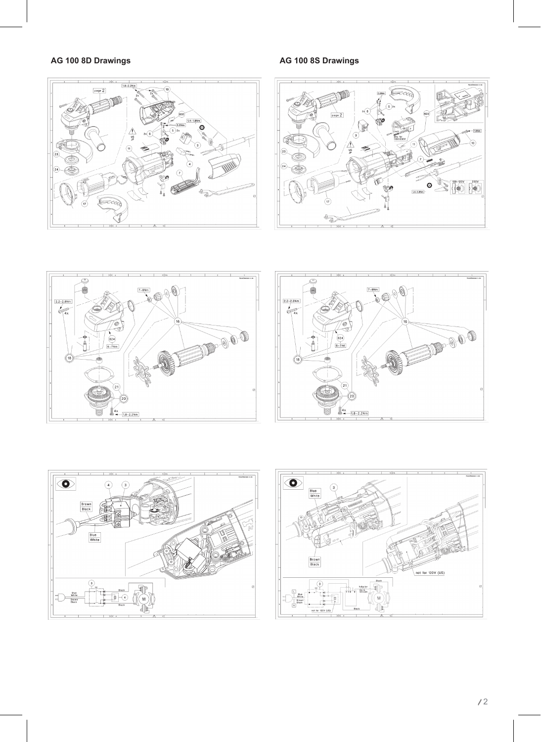## AG 100 8D Drawings

1.8–2.2Nm

page 2

2x

10

2x

600

1.4 – 1.8Nm

0.8Nm

2x 6

5 2x

US JP

3

11

23

4

24

7

17

2.2–2.8Nm

4x

7–8Nm

16

824

6–7Nm

18

21

20

4x

1.8–2.2Nm

4 3

Brown
Black

Blue
White

3

Blue White
Brown Black

Black

4

M

Black

## AG 100 8S Drawings

0.8Nm

2x 6

5 2x

600

page 2

3

only for 110V/230V

1.8Nm

11

10

US JP

23

7

24

100–120V 230V

1.4–1.8Nm

17

2.2–2.8Nm

4x

7–8Nm

16

824

6–7Nm

18

21

20

4x

1.8–2.2Nm

3

Blue
White

Brown
Black

not for 120V (US)

3

L Blue White
N Brown Black

Inductor only for 100V/230V

Black

M

Black

not for 120V (US)